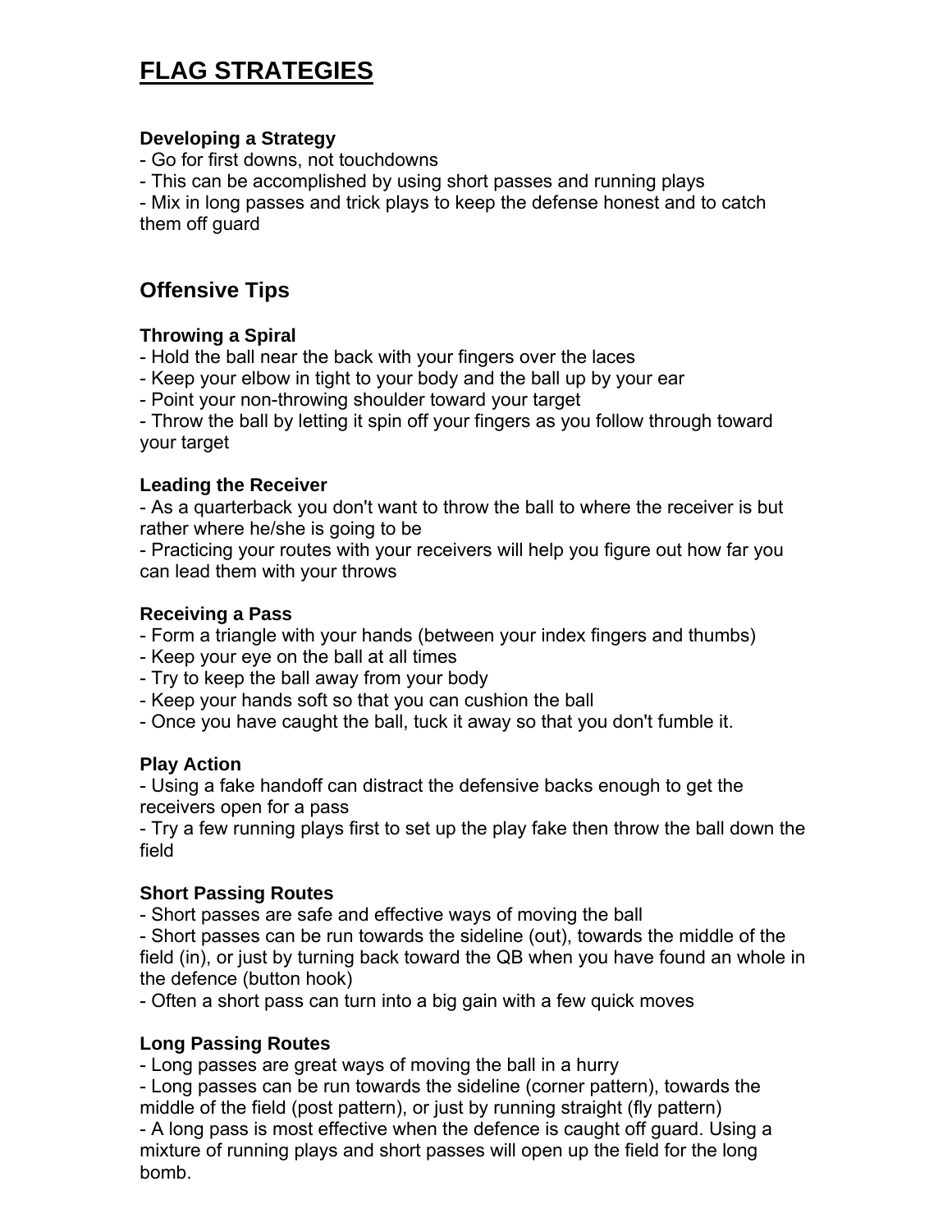# FLAG STRATEGIES

### Developing a Strategy

- Go for first downs, not touchdowns
- This can be accomplished by using short passes and running plays
- Mix in long passes and trick plays to keep the defense honest and to catch them off guard

## Offensive Tips

### Throwing a Spiral

- Hold the ball near the back with your fingers over the laces
- Keep your elbow in tight to your body and the ball up by your ear
- Point your non-throwing shoulder toward your target
- Throw the ball by letting it spin off your fingers as you follow through toward your target

### Leading the Receiver

- As a quarterback you don't want to throw the ball to where the receiver is but rather where he/she is going to be
- Practicing your routes with your receivers will help you figure out how far you can lead them with your throws

### Receiving a Pass

- Form a triangle with your hands (between your index fingers and thumbs)
- Keep your eye on the ball at all times
- Try to keep the ball away from your body
- Keep your hands soft so that you can cushion the ball
- Once you have caught the ball, tuck it away so that you don't fumble it.

### Play Action

- Using a fake handoff can distract the defensive backs enough to get the receivers open for a pass
- Try a few running plays first to set up the play fake then throw the ball down the field

### Short Passing Routes

- Short passes are safe and effective ways of moving the ball
- Short passes can be run towards the sideline (out), towards the middle of the field (in), or just by turning back toward the QB when you have found an whole in the defence (button hook)
- Often a short pass can turn into a big gain with a few quick moves

### Long Passing Routes

- Long passes are great ways of moving the ball in a hurry
- Long passes can be run towards the sideline (corner pattern), towards the middle of the field (post pattern), or just by running straight (fly pattern)
- A long pass is most effective when the defence is caught off guard. Using a mixture of running plays and short passes will open up the field for the long bomb.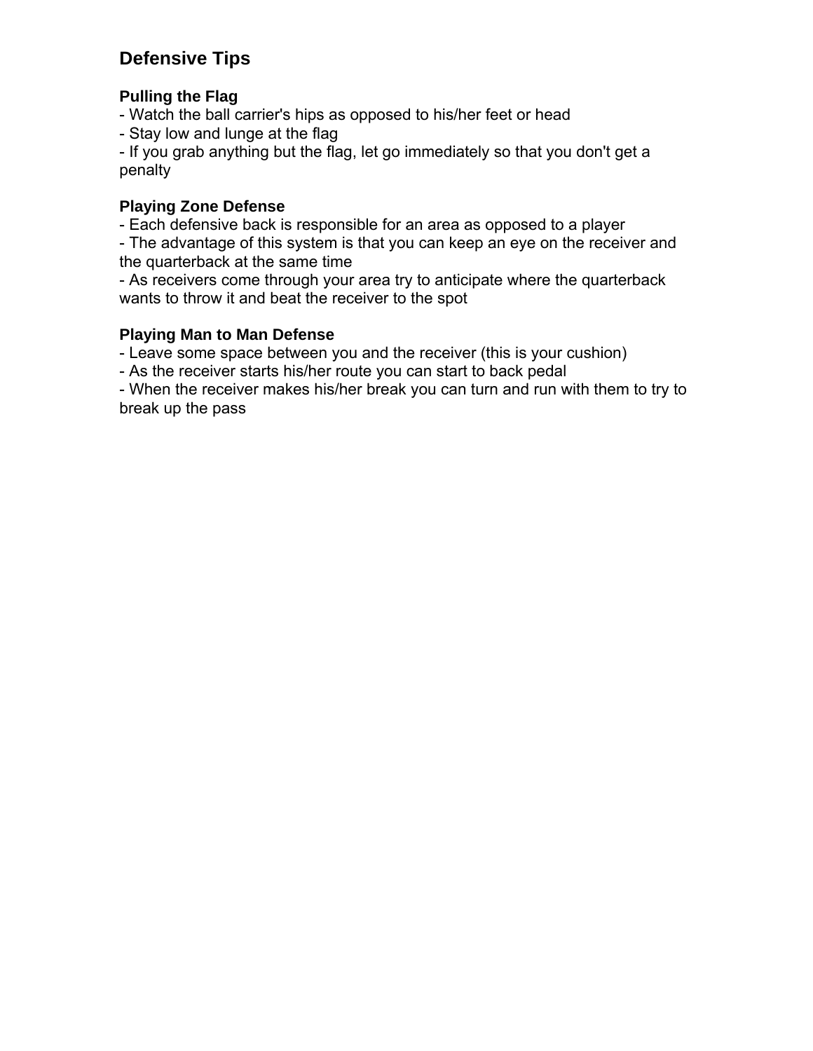## Defensive Tips

### Pulling the Flag

- Watch the ball carrier's hips as opposed to his/her feet or head
- Stay low and lunge at the flag
- If you grab anything but the flag, let go immediately so that you don't get a penalty

### Playing Zone Defense

- Each defensive back is responsible for an area as opposed to a player
- The advantage of this system is that you can keep an eye on the receiver and the quarterback at the same time
- As receivers come through your area try to anticipate where the quarterback wants to throw it and beat the receiver to the spot

### Playing Man to Man Defense

- Leave some space between you and the receiver (this is your cushion)
- As the receiver starts his/her route you can start to back pedal
- When the receiver makes his/her break you can turn and run with them to try to break up the pass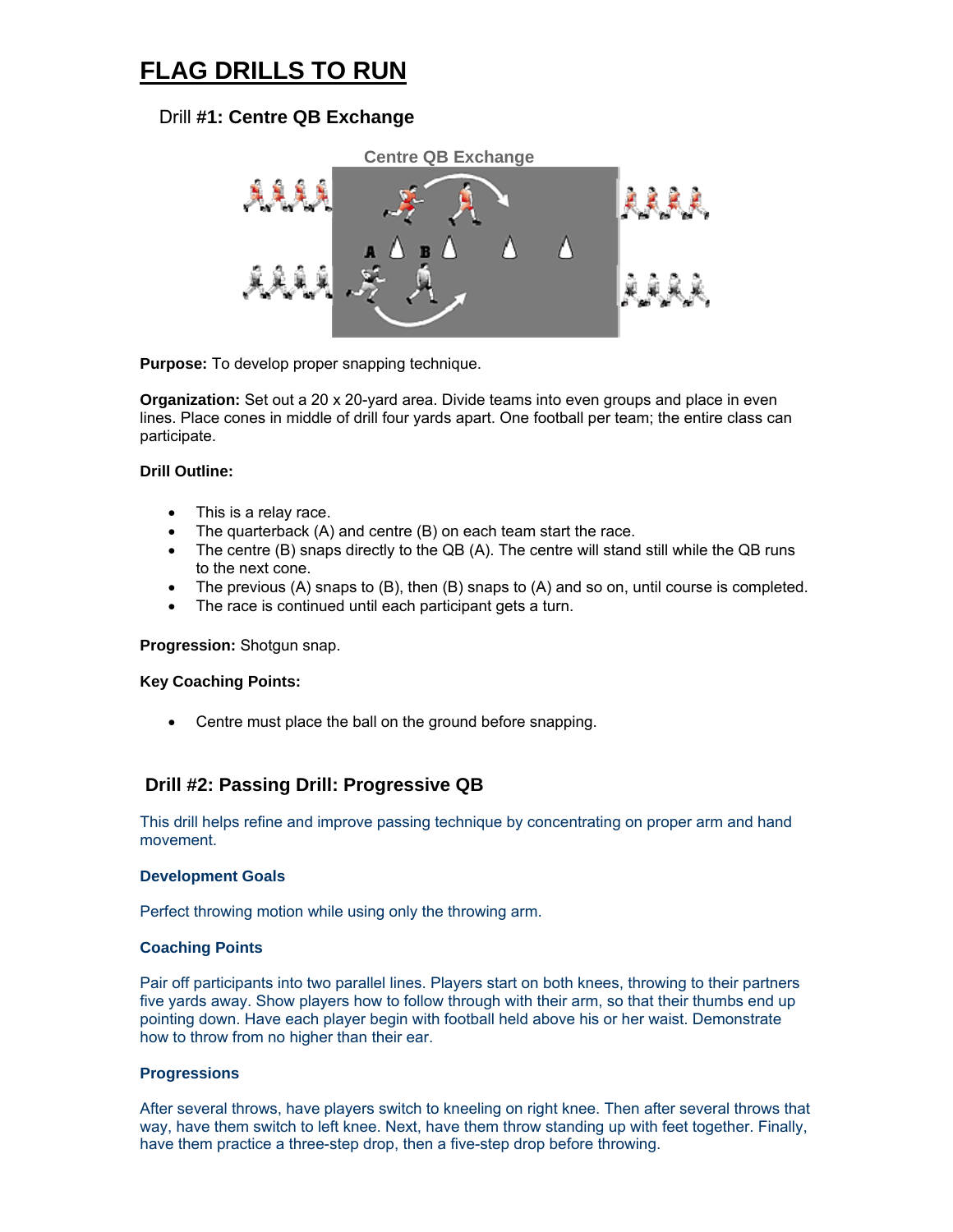# FLAG DRILLS TO RUN

## Drill #1: Centre QB Exchange

Centre QB Exchange

**Purpose:** To develop proper snapping technique.

**Organization:** Set out a 20 x 20-yard area. Divide teams into even groups and place in even lines. Place cones in middle of drill four yards apart. One football per team; the entire class can participate.

**Drill Outline:**

- This is a relay race.
- The quarterback (A) and centre (B) on each team start the race.
- The centre (B) snaps directly to the QB (A). The centre will stand still while the QB runs to the next cone.
- The previous (A) snaps to (B), then (B) snaps to (A) and so on, until course is completed.
- The race is continued until each participant gets a turn.

**Progression:** Shotgun snap.

**Key Coaching Points:**

- Centre must place the ball on the ground before snapping.

## Drill #2: Passing Drill: Progressive QB

This drill helps refine and improve passing technique by concentrating on proper arm and hand movement.

### Development Goals

Perfect throwing motion while using only the throwing arm.

### Coaching Points

Pair off participants into two parallel lines. Players start on both knees, throwing to their partners five yards away. Show players how to follow through with their arm, so that their thumbs end up pointing down. Have each player begin with football held above his or her waist. Demonstrate how to throw from no higher than their ear.

### Progressions

After several throws, have players switch to kneeling on right knee. Then after several throws that way, have them switch to left knee. Next, have them throw standing up with feet together. Finally, have them practice a three-step drop, then a five-step drop before throwing.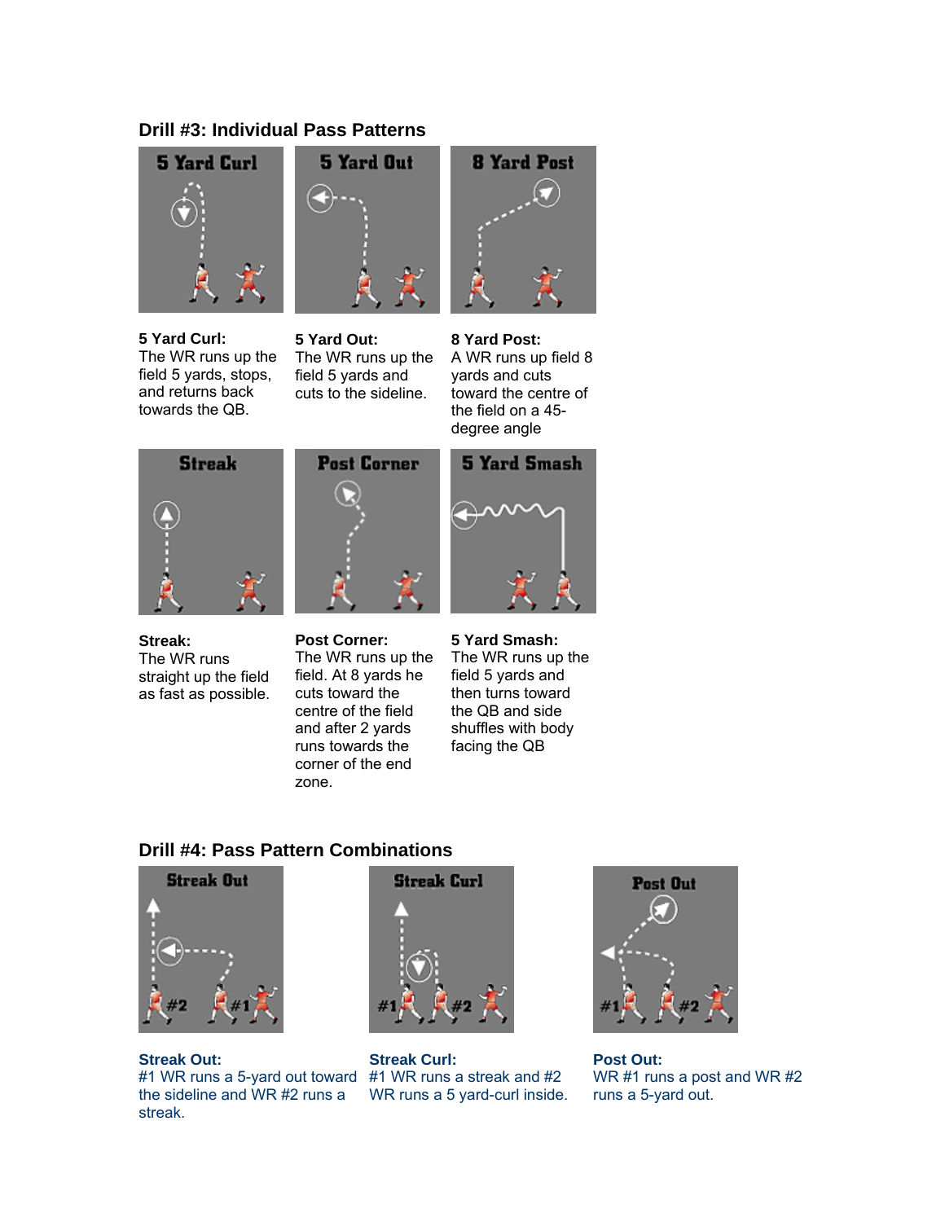### Drill #3: Individual Pass Patterns

**5 Yard Curl:**
The WR runs up the field 5 yards, stops, and returns back towards the QB.

**5 Yard Out:**
The WR runs up the field 5 yards and cuts to the sideline.

**8 Yard Post:**
A WR runs up field 8 yards and cuts toward the centre of the field on a 45-degree angle

**Streak:**
The WR runs straight up the field as fast as possible.

**Post Corner:**
The WR runs up the field. At 8 yards he cuts toward the centre of the field and after 2 yards runs towards the corner of the end zone.

**5 Yard Smash:**
The WR runs up the field 5 yards and then turns toward the QB and side shuffles with body facing the QB

### Drill #4: Pass Pattern Combinations

**Streak Out:**
#1 WR runs a 5-yard out toward the sideline and WR #2 runs a streak.

**Streak Curl:**
#1 WR runs a streak and #2 WR runs a 5 yard-curl inside.

**Post Out:**
WR #1 runs a post and WR #2 runs a 5-yard out.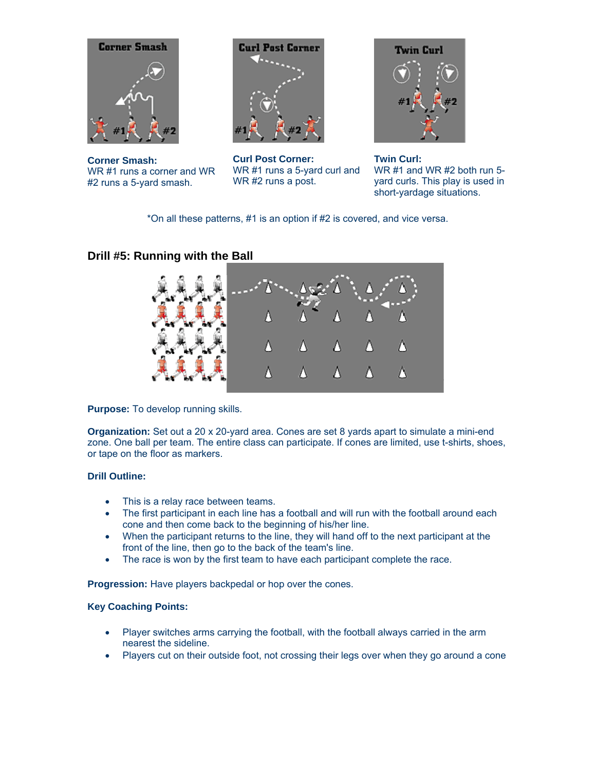**Corner Smash:**
WR #1 runs a corner and WR #2 runs a 5-yard smash.

**Curl Post Corner:**
WR #1 runs a 5-yard curl and WR #2 runs a post.

**Twin Curl:**
WR #1 and WR #2 both run 5-yard curls. This play is used in short-yardage situations.

*On all these patterns, #1 is an option if #2 is covered, and vice versa.

## Drill #5: Running with the Ball

**Purpose:** To develop running skills.

**Organization:** Set out a 20 x 20-yard area. Cones are set 8 yards apart to simulate a mini-end zone. One ball per team. The entire class can participate. If cones are limited, use t-shirts, shoes, or tape on the floor as markers.

**Drill Outline:**

- This is a relay race between teams.
- The first participant in each line has a football and will run with the football around each cone and then come back to the beginning of his/her line.
- When the participant returns to the line, they will hand off to the next participant at the front of the line, then go to the back of the team's line.
- The race is won by the first team to have each participant complete the race.

**Progression:** Have players backpedal or hop over the cones.

**Key Coaching Points:**

- Player switches arms carrying the football, with the football always carried in the arm nearest the sideline.
- Players cut on their outside foot, not crossing their legs over when they go around a cone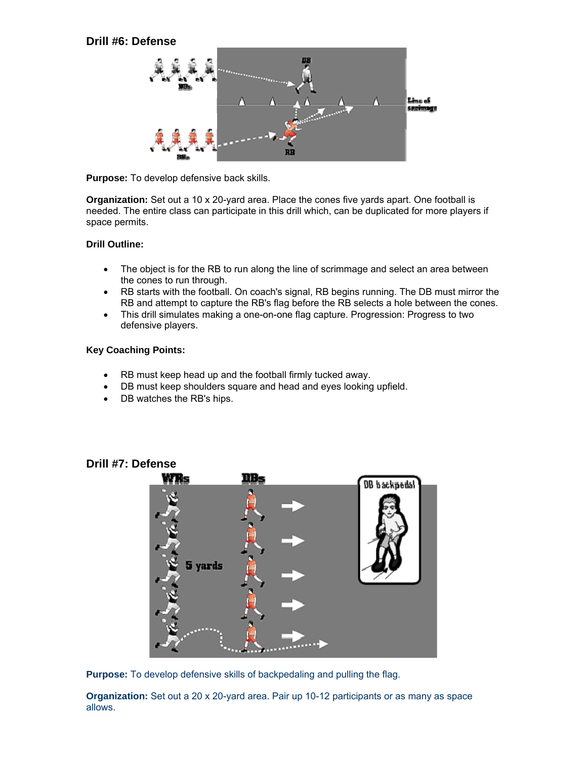## Drill #6: Defense

**Purpose:** To develop defensive back skills.

**Organization:** Set out a 10 x 20-yard area. Place the cones five yards apart. One football is needed. The entire class can participate in this drill which, can be duplicated for more players if space permits.

**Drill Outline:**

- The object is for the RB to run along the line of scrimmage and select an area between the cones to run through.
- RB starts with the football. On coach's signal, RB begins running. The DB must mirror the RB and attempt to capture the RB's flag before the RB selects a hole between the cones.
- This drill simulates making a one-on-one flag capture. Progression: Progress to two defensive players.

**Key Coaching Points:**

- RB must keep head up and the football firmly tucked away.
- DB must keep shoulders square and head and eyes looking upfield.
- DB watches the RB's hips.

## Drill #7: Defense

**Purpose:** To develop defensive skills of backpedaling and pulling the flag.

**Organization:** Set out a 20 x 20-yard area. Pair up 10-12 participants or as many as space allows.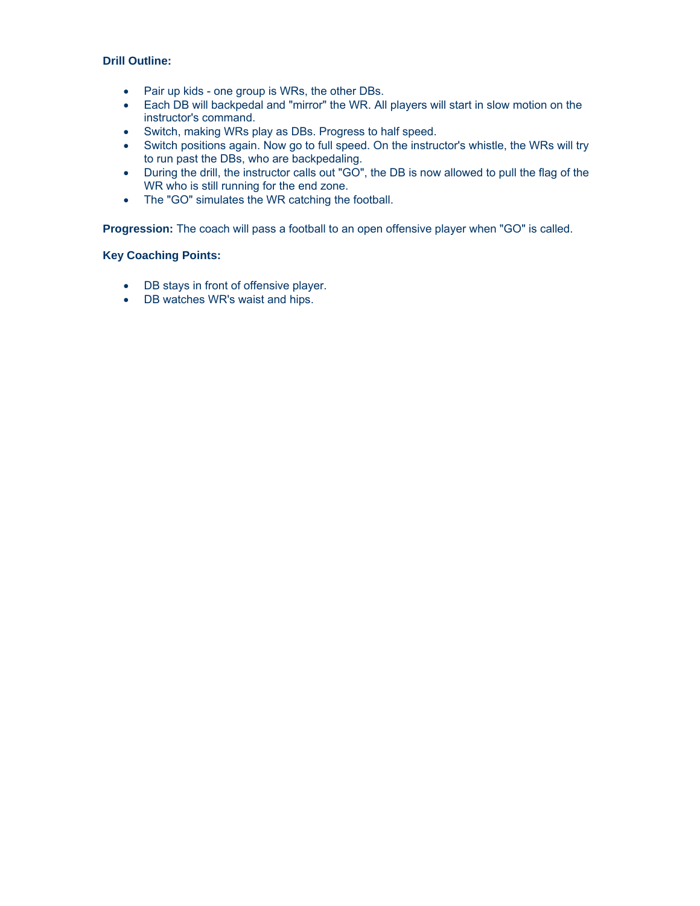**Drill Outline:**

- Pair up kids - one group is WRs, the other DBs.
- Each DB will backpedal and "mirror" the WR. All players will start in slow motion on the instructor's command.
- Switch, making WRs play as DBs. Progress to half speed.
- Switch positions again. Now go to full speed. On the instructor's whistle, the WRs will try to run past the DBs, who are backpedaling.
- During the drill, the instructor calls out "GO", the DB is now allowed to pull the flag of the WR who is still running for the end zone.
- The "GO" simulates the WR catching the football.

**Progression:** The coach will pass a football to an open offensive player when "GO" is called.

**Key Coaching Points:**

- DB stays in front of offensive player.
- DB watches WR's waist and hips.